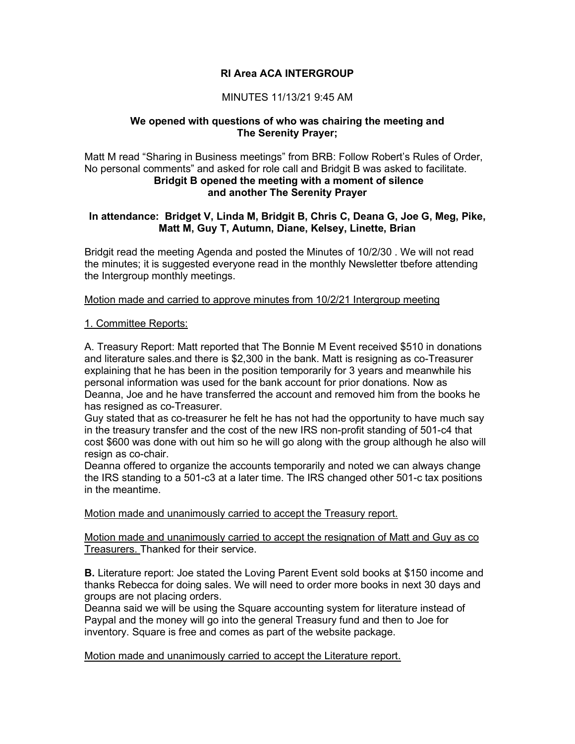## RI Area ACA INTERGROUP

MINUTES 11/13/21 9:45 AM

**We opened with questions of who was chairing the meeting and The Serenity Prayer;**

Matt M read "Sharing in Business meetings" from BRB: Follow Robert's Rules of Order, No personal comments" and asked for role call and Bridgit B was asked to facilitate.

**Bridgit B opened the meeting with a moment of silence and another The Serenity Prayer**

**In attendance: Bridget V, Linda M, Bridgit B, Chris C, Deana G, Joe G, Meg, Pike, Matt M, Guy T, Autumn, Diane, Kelsey, Linette, Brian**

Bridgit read the meeting Agenda and posted the Minutes of 10/2/30 . We will not read the minutes; it is suggested everyone read in the monthly Newsletter tbefore attending the Intergroup monthly meetings.

<u>Motion made and carried to approve minutes from 10/2/21 Intergroup meeting</u>

<u>1. Committee Reports:</u>

A. Treasury Report: Matt reported that The Bonnie M Event received $510 in donations and literature sales.and there is $2,300 in the bank. Matt is resigning as co-Treasurer explaining that he has been in the position temporarily for 3 years and meanwhile his personal information was used for the bank account for prior donations. Now as Deanna, Joe and he have transferred the account and removed him from the books he has resigned as co-Treasurer.

Guy stated that as co-treasurer he felt he has not had the opportunity to have much say in the treasury transfer and the cost of the new IRS non-profit standing of 501-c4 that cost $600 was done with out him so he will go along with the group although he also will resign as co-chair.

Deanna offered to organize the accounts temporarily and noted we can always change the IRS standing to a 501-c3 at a later time. The IRS changed other 501-c tax positions in the meantime.

<u>Motion made and unanimously carried to accept the Treasury report.</u>

<u>Motion made and unanimously carried to accept the resignation of Matt and Guy as co Treasurers.</u> Thanked for their service.

**B.** Literature report: Joe stated the Loving Parent Event sold books at $150 income and thanks Rebecca for doing sales. We will need to order more books in next 30 days and groups are not placing orders.

Deanna said we will be using the Square accounting system for literature instead of Paypal and the money will go into the general Treasury fund and then to Joe for inventory. Square is free and comes as part of the website package.

<u>Motion made and unanimously carried to accept the Literature report.</u>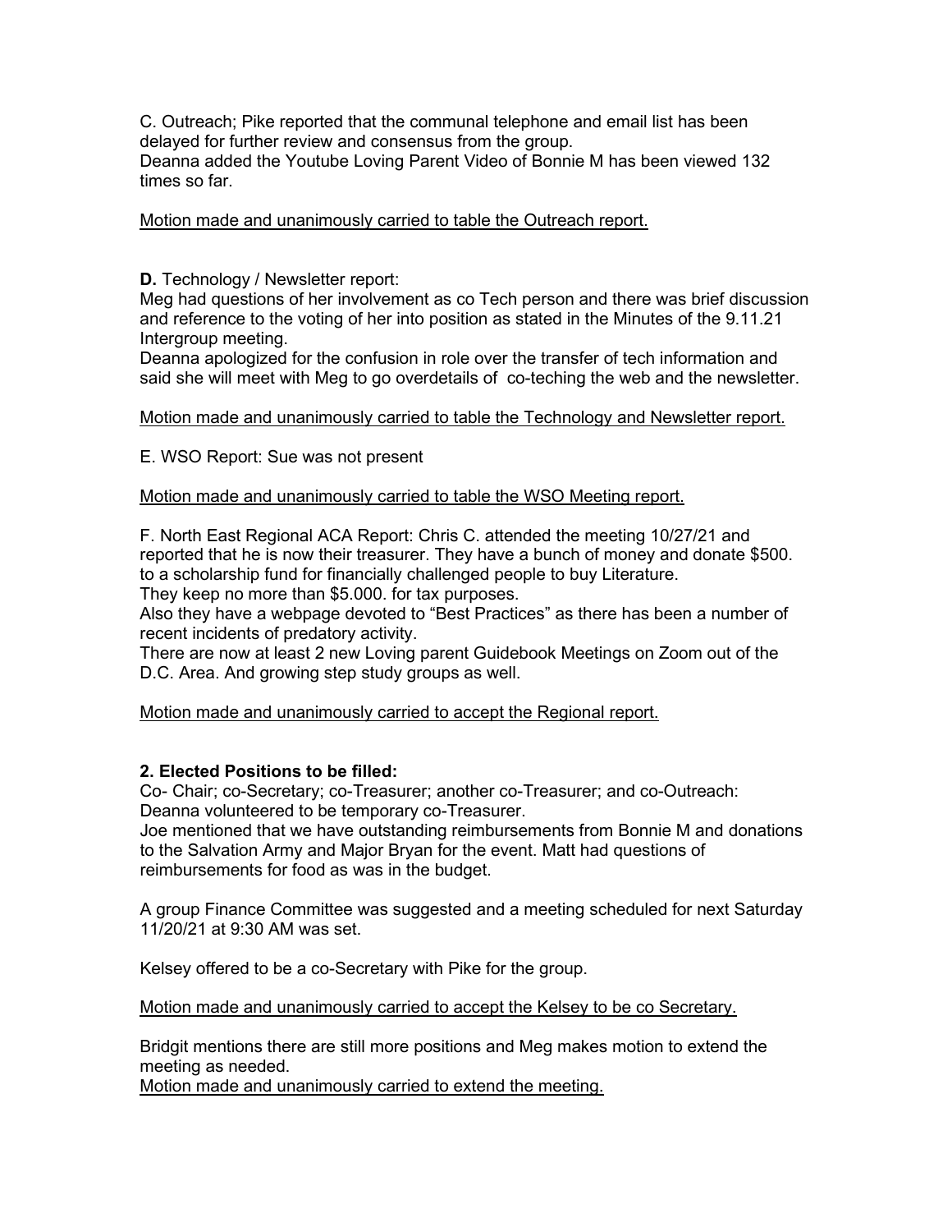C. Outreach; Pike reported that the communal telephone and email list has been delayed for further review and consensus from the group.
Deanna added the Youtube Loving Parent Video of Bonnie M has been viewed 132 times so far.

<u>Motion made and unanimously carried to table the Outreach report.</u>

**D.** Technology / Newsletter report:
Meg had questions of her involvement as co Tech person and there was brief discussion and reference to the voting of her into position as stated in the Minutes of the 9.11.21 Intergroup meeting.
Deanna apologized for the confusion in role over the transfer of tech information and said she will meet with Meg to go overdetails of co-teching the web and the newsletter.

<u>Motion made and unanimously carried to table the Technology and Newsletter report.</u>

E. WSO Report: Sue was not present

<u>Motion made and unanimously carried to table the WSO Meeting report.</u>

F. North East Regional ACA Report: Chris C. attended the meeting 10/27/21 and reported that he is now their treasurer. They have a bunch of money and donate $500. to a scholarship fund for financially challenged people to buy Literature.
They keep no more than $5.000. for tax purposes.
Also they have a webpage devoted to "Best Practices" as there has been a number of recent incidents of predatory activity.
There are now at least 2 new Loving parent Guidebook Meetings on Zoom out of the D.C. Area. And growing step study groups as well.

<u>Motion made and unanimously carried to accept the Regional report.</u>

**2. Elected Positions to be filled:**
Co- Chair; co-Secretary; co-Treasurer; another co-Treasurer; and co-Outreach:
Deanna volunteered to be temporary co-Treasurer.
Joe mentioned that we have outstanding reimbursements from Bonnie M and donations to the Salvation Army and Major Bryan for the event. Matt had questions of reimbursements for food as was in the budget.

A group Finance Committee was suggested and a meeting scheduled for next Saturday 11/20/21 at 9:30 AM was set.

Kelsey offered to be a co-Secretary with Pike for the group.

<u>Motion made and unanimously carried to accept the Kelsey to be co Secretary.</u>

Bridgit mentions there are still more positions and Meg makes motion to extend the meeting as needed.
<u>Motion made and unanimously carried to extend the meeting.</u>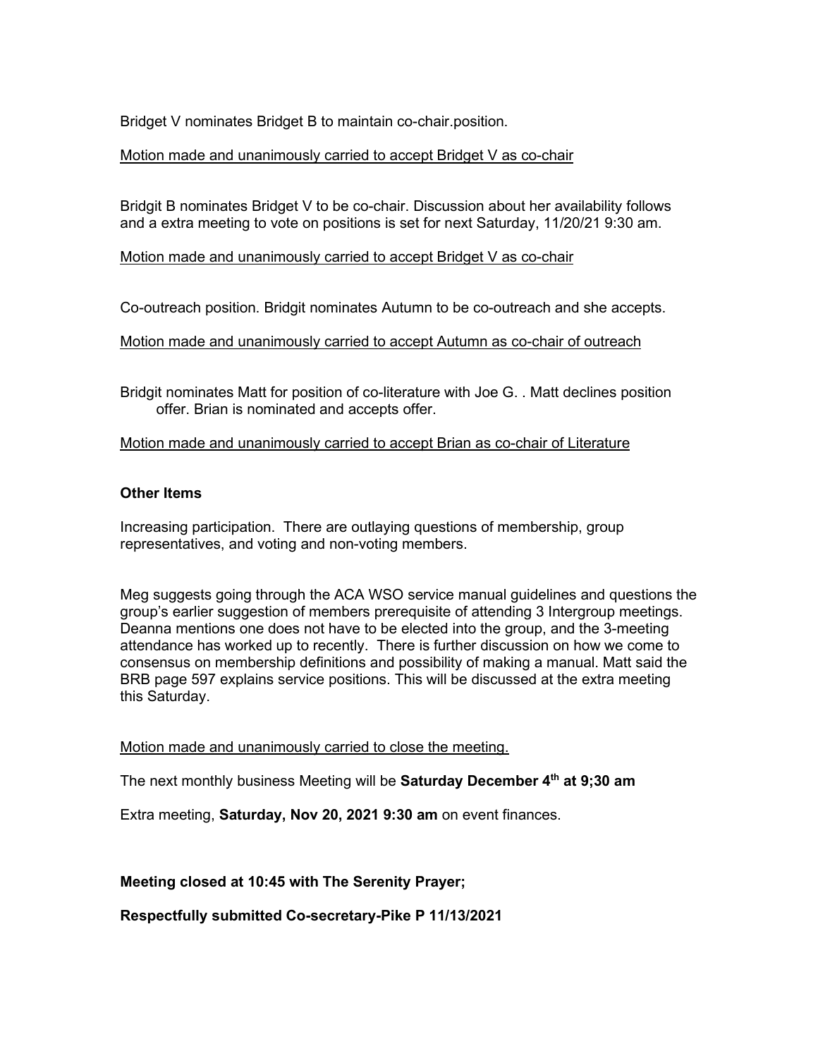Bridget V nominates Bridget B to maintain co-chair.position.

<u>Motion made and unanimously carried to accept Bridget V as co-chair</u>

Bridgit B nominates Bridget V to be co-chair. Discussion about her availability follows and a extra meeting to vote on positions is set for next Saturday, 11/20/21 9:30 am.

<u>Motion made and unanimously carried to accept Bridget V as co-chair</u>

Co-outreach position. Bridgit nominates Autumn to be co-outreach and she accepts.

<u>Motion made and unanimously carried to accept Autumn as co-chair of outreach</u>

Bridgit nominates Matt for position of co-literature with Joe G. . Matt declines position offer. Brian is nominated and accepts offer.

<u>Motion made and unanimously carried to accept Brian as co-chair of Literature</u>

**Other Items**

Increasing participation. There are outlaying questions of membership, group representatives, and voting and non-voting members.

Meg suggests going through the ACA WSO service manual guidelines and questions the group's earlier suggestion of members prerequisite of attending 3 Intergroup meetings. Deanna mentions one does not have to be elected into the group, and the 3-meeting attendance has worked up to recently. There is further discussion on how we come to consensus on membership definitions and possibility of making a manual. Matt said the BRB page 597 explains service positions. This will be discussed at the extra meeting this Saturday.

<u>Motion made and unanimously carried to close the meeting.</u>

The next monthly business Meeting will be **Saturday December 4th at 9;30 am**

Extra meeting, **Saturday, Nov 20, 2021 9:30 am** on event finances.

**Meeting closed at 10:45 with The Serenity Prayer;**

**Respectfully submitted Co-secretary-Pike P 11/13/2021**